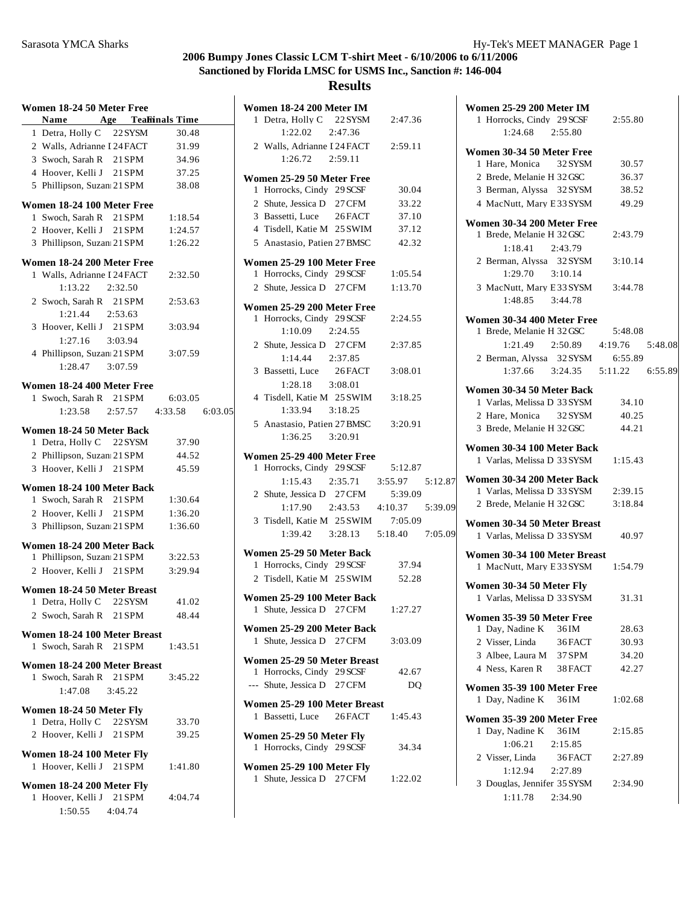# 2006 Bumpy Jones Classic LCM T-shirt Meet - 6/10/2006 to 6/11/2006

## Sanctioned by Florida LMSC for USMS Inc., Sanction #: 146-004

## Results

### Women 18-24 50 Meter Free

| | Name | Age | Team | Finals Time |
|---|---|---|---|---|
| 1 | Detra, Holly C | 22 | SYSM | 30.48 |
| 2 | Walls, Adrianne I | 24 | FACT | 31.99 |
| 3 | Swoch, Sarah R | 21 | SPM | 34.96 |
| 4 | Hoover, Kelli J | 21 | SPM | 37.25 |
| 5 | Phillipson, Suzan | 21 | SPM | 38.08 |

### Women 18-24 100 Meter Free

| | Name | Age | Team | Finals Time |
|---|---|---|---|---|
| 1 | Swoch, Sarah R | 21 | SPM | 1:18.54 |
| 2 | Hoover, Kelli J | 21 | SPM | 1:24.57 |
| 3 | Phillipson, Suzan | 21 | SPM | 1:26.22 |

### Women 18-24 200 Meter Free

| | Name | Age | Team | Finals Time |
|---|---|---|---|---|
| 1 | Walls, Adrianne I | 24 | FACT | 2:32.50 |
| | 1:13.22 | 2:32.50 | | |
| 2 | Swoch, Sarah R | 21 | SPM | 2:53.63 |
| | 1:21.44 | 2:53.63 | | |
| 3 | Hoover, Kelli J | 21 | SPM | 3:03.94 |
| | 1:27.16 | 3:03.94 | | |
| 4 | Phillipson, Suzan | 21 | SPM | 3:07.59 |
| | 1:28.47 | 3:07.59 | | |

### Women 18-24 400 Meter Free

| | Name | Age | Team | Finals Time |
|---|---|---|---|---|
| 1 | Swoch, Sarah R | 21 | SPM | 6:03.05 |
| | 1:23.58 | 2:57.57 | 4:33.58 | 6:03.05 |

### Women 18-24 50 Meter Back

| | Name | Age | Team | Finals Time |
|---|---|---|---|---|
| 1 | Detra, Holly C | 22 | SYSM | 37.90 |
| 2 | Phillipson, Suzan | 21 | SPM | 44.52 |
| 3 | Hoover, Kelli J | 21 | SPM | 45.59 |

### Women 18-24 100 Meter Back

| | Name | Age | Team | Finals Time |
|---|---|---|---|---|
| 1 | Swoch, Sarah R | 21 | SPM | 1:30.64 |
| 2 | Hoover, Kelli J | 21 | SPM | 1:36.20 |
| 3 | Phillipson, Suzan | 21 | SPM | 1:36.60 |

### Women 18-24 200 Meter Back

| | Name | Age | Team | Finals Time |
|---|---|---|---|---|
| 1 | Phillipson, Suzan | 21 | SPM | 3:22.53 |
| 2 | Hoover, Kelli J | 21 | SPM | 3:29.94 |

### Women 18-24 50 Meter Breast

| | Name | Age | Team | Finals Time |
|---|---|---|---|---|
| 1 | Detra, Holly C | 22 | SYSM | 41.02 |
| 2 | Swoch, Sarah R | 21 | SPM | 48.44 |

### Women 18-24 100 Meter Breast

| | Name | Age | Team | Finals Time |
|---|---|---|---|---|
| 1 | Swoch, Sarah R | 21 | SPM | 1:43.51 |

### Women 18-24 200 Meter Breast

| | Name | Age | Team | Finals Time |
|---|---|---|---|---|
| 1 | Swoch, Sarah R | 21 | SPM | 3:45.22 |
| | 1:47.08 | 3:45.22 | | |

### Women 18-24 50 Meter Fly

| | Name | Age | Team | Finals Time |
|---|---|---|---|---|
| 1 | Detra, Holly C | 22 | SYSM | 33.70 |
| 2 | Hoover, Kelli J | 21 | SPM | 39.25 |

### Women 18-24 100 Meter Fly

| | Name | Age | Team | Finals Time |
|---|---|---|---|---|
| 1 | Hoover, Kelli J | 21 | SPM | 1:41.80 |

### Women 18-24 200 Meter Fly

| | Name | Age | Team | Finals Time |
|---|---|---|---|---|
| 1 | Hoover, Kelli J | 21 | SPM | 4:04.74 |
| | 1:50.55 | 4:04.74 | | |

### Women 18-24 200 Meter IM

| | Name | Age | Team | Finals Time |
|---|---|---|---|---|
| 1 | Detra, Holly C | 22 | SYSM | 2:47.36 |
| | 1:22.02 | 2:47.36 | | |
| 2 | Walls, Adrianne I | 24 | FACT | 2:59.11 |
| | 1:26.72 | 2:59.11 | | |

### Women 25-29 50 Meter Free

| | Name | Age | Team | Finals Time |
|---|---|---|---|---|
| 1 | Horrocks, Cindy | 29 | SCSF | 30.04 |
| 2 | Shute, Jessica D | 27 | CFM | 33.22 |
| 3 | Bassetti, Luce | 26 | FACT | 37.10 |
| 4 | Tisdell, Katie M | 25 | SWIM | 37.12 |
| 5 | Anastasio, Patien | 27 | BMSC | 42.32 |

### Women 25-29 100 Meter Free

| | Name | Age | Team | Finals Time |
|---|---|---|---|---|
| 1 | Horrocks, Cindy | 29 | SCSF | 1:05.54 |
| 2 | Shute, Jessica D | 27 | CFM | 1:13.70 |

### Women 25-29 200 Meter Free

| | Name | Age | Team | Finals Time |
|---|---|---|---|---|
| 1 | Horrocks, Cindy | 29 | SCSF | 2:24.55 |
| | 1:10.09 | 2:24.55 | | |
| 2 | Shute, Jessica D | 27 | CFM | 2:37.85 |
| | 1:14.44 | 2:37.85 | | |
| 3 | Bassetti, Luce | 26 | FACT | 3:08.01 |
| | 1:28.18 | 3:08.01 | | |
| 4 | Tisdell, Katie M | 25 | SWIM | 3:18.25 |
| | 1:33.94 | 3:18.25 | | |
| 5 | Anastasio, Patien | 27 | BMSC | 3:20.91 |
| | 1:36.25 | 3:20.91 | | |

### Women 25-29 400 Meter Free

| | Name | Age | Team | Finals Time |
|---|---|---|---|---|
| 1 | Horrocks, Cindy | 29 | SCSF | 5:12.87 |
| | 1:15.43 | 2:35.71 | 3:55.97 | 5:12.87 |
| 2 | Shute, Jessica D | 27 | CFM | 5:39.09 |
| | 1:17.90 | 2:43.53 | 4:10.37 | 5:39.09 |
| 3 | Tisdell, Katie M | 25 | SWIM | 7:05.09 |
| | 1:39.42 | 3:28.13 | 5:18.40 | 7:05.09 |

### Women 25-29 50 Meter Back

| | Name | Age | Team | Finals Time |
|---|---|---|---|---|
| 1 | Horrocks, Cindy | 29 | SCSF | 37.94 |
| 2 | Tisdell, Katie M | 25 | SWIM | 52.28 |

### Women 25-29 100 Meter Back

| | Name | Age | Team | Finals Time |
|---|---|---|---|---|
| 1 | Shute, Jessica D | 27 | CFM | 1:27.27 |

### Women 25-29 200 Meter Back

| | Name | Age | Team | Finals Time |
|---|---|---|---|---|
| 1 | Shute, Jessica D | 27 | CFM | 3:03.09 |

### Women 25-29 50 Meter Breast

| | Name | Age | Team | Finals Time |
|---|---|---|---|---|
| 1 | Horrocks, Cindy | 29 | SCSF | 42.67 |
| --- | Shute, Jessica D | 27 | CFM | DQ |

### Women 25-29 100 Meter Breast

| | Name | Age | Team | Finals Time |
|---|---|---|---|---|
| 1 | Bassetti, Luce | 26 | FACT | 1:45.43 |

### Women 25-29 50 Meter Fly

| | Name | Age | Team | Finals Time |
|---|---|---|---|---|
| 1 | Horrocks, Cindy | 29 | SCSF | 34.34 |

### Women 25-29 100 Meter Fly

| | Name | Age | Team | Finals Time |
|---|---|---|---|---|
| 1 | Shute, Jessica D | 27 | CFM | 1:22.02 |

### Women 25-29 200 Meter IM

| | Name | Age | Team | Finals Time |
|---|---|---|---|---|
| 1 | Horrocks, Cindy | 29 | SCSF | 2:55.80 |
| | 1:24.68 | 2:55.80 | | |

### Women 30-34 50 Meter Free

| | Name | Age | Team | Finals Time |
|---|---|---|---|---|
| 1 | Hare, Monica | 32 | SYSM | 30.57 |
| 2 | Brede, Melanie H | 32 | GSC | 36.37 |
| 3 | Berman, Alyssa | 32 | SYSM | 38.52 |
| 4 | MacNutt, Mary E | 33 | SYSM | 49.29 |

### Women 30-34 200 Meter Free

| | Name | Age | Team | Finals Time |
|---|---|---|---|---|
| 1 | Brede, Melanie H | 32 | GSC | 2:43.79 |
| | 1:18.41 | 2:43.79 | | |
| 2 | Berman, Alyssa | 32 | SYSM | 3:10.14 |
| | 1:29.70 | 3:10.14 | | |
| 3 | MacNutt, Mary E | 33 | SYSM | 3:44.78 |
| | 1:48.85 | 3:44.78 | | |

### Women 30-34 400 Meter Free

| | Name | Age | Team | Finals Time |
|---|---|---|---|---|
| 1 | Brede, Melanie H | 32 | GSC | 5:48.08 |
| | 1:21.49 | 2:50.89 | 4:19.76 | 5:48.08 |
| 2 | Berman, Alyssa | 32 | SYSM | 6:55.89 |
| | 1:37.66 | 3:24.35 | 5:11.22 | 6:55.89 |

### Women 30-34 50 Meter Back

| | Name | Age | Team | Finals Time |
|---|---|---|---|---|
| 1 | Varlas, Melissa D | 33 | SYSM | 34.10 |
| 2 | Hare, Monica | 32 | SYSM | 40.25 |
| 3 | Brede, Melanie H | 32 | GSC | 44.21 |

### Women 30-34 100 Meter Back

| | Name | Age | Team | Finals Time |
|---|---|---|---|---|
| 1 | Varlas, Melissa D | 33 | SYSM | 1:15.43 |

### Women 30-34 200 Meter Back

| | Name | Age | Team | Finals Time |
|---|---|---|---|---|
| 1 | Varlas, Melissa D | 33 | SYSM | 2:39.15 |
| 2 | Brede, Melanie H | 32 | GSC | 3:18.84 |

### Women 30-34 50 Meter Breast

| | Name | Age | Team | Finals Time |
|---|---|---|---|---|
| 1 | Varlas, Melissa D | 33 | SYSM | 40.97 |

### Women 30-34 100 Meter Breast

| | Name | Age | Team | Finals Time |
|---|---|---|---|---|
| 1 | MacNutt, Mary E | 33 | SYSM | 1:54.79 |

### Women 30-34 50 Meter Fly

| | Name | Age | Team | Finals Time |
|---|---|---|---|---|
| 1 | Varlas, Melissa D | 33 | SYSM | 31.31 |

### Women 35-39 50 Meter Free

| | Name | Age | Team | Finals Time |
|---|---|---|---|---|
| 1 | Day, Nadine K | 36 | IM | 28.63 |
| 2 | Visser, Linda | 36 | FACT | 30.93 |
| 3 | Albee, Laura M | 37 | SPM | 34.20 |
| 4 | Ness, Karen R | 38 | FACT | 42.27 |

### Women 35-39 100 Meter Free

| | Name | Age | Team | Finals Time |
|---|---|---|---|---|
| 1 | Day, Nadine K | 36 | IM | 1:02.68 |

### Women 35-39 200 Meter Free

| | Name | Age | Team | Finals Time |
|---|---|---|---|---|
| 1 | Day, Nadine K | 36 | IM | 2:15.85 |
| | 1:06.21 | 2:15.85 | | |
| 2 | Visser, Linda | 36 | FACT | 2:27.89 |
| | 1:12.94 | 2:27.89 | | |
| 3 | Douglas, Jennifer | 35 | SYSM | 2:34.90 |
| | 1:11.78 | 2:34.90 | | |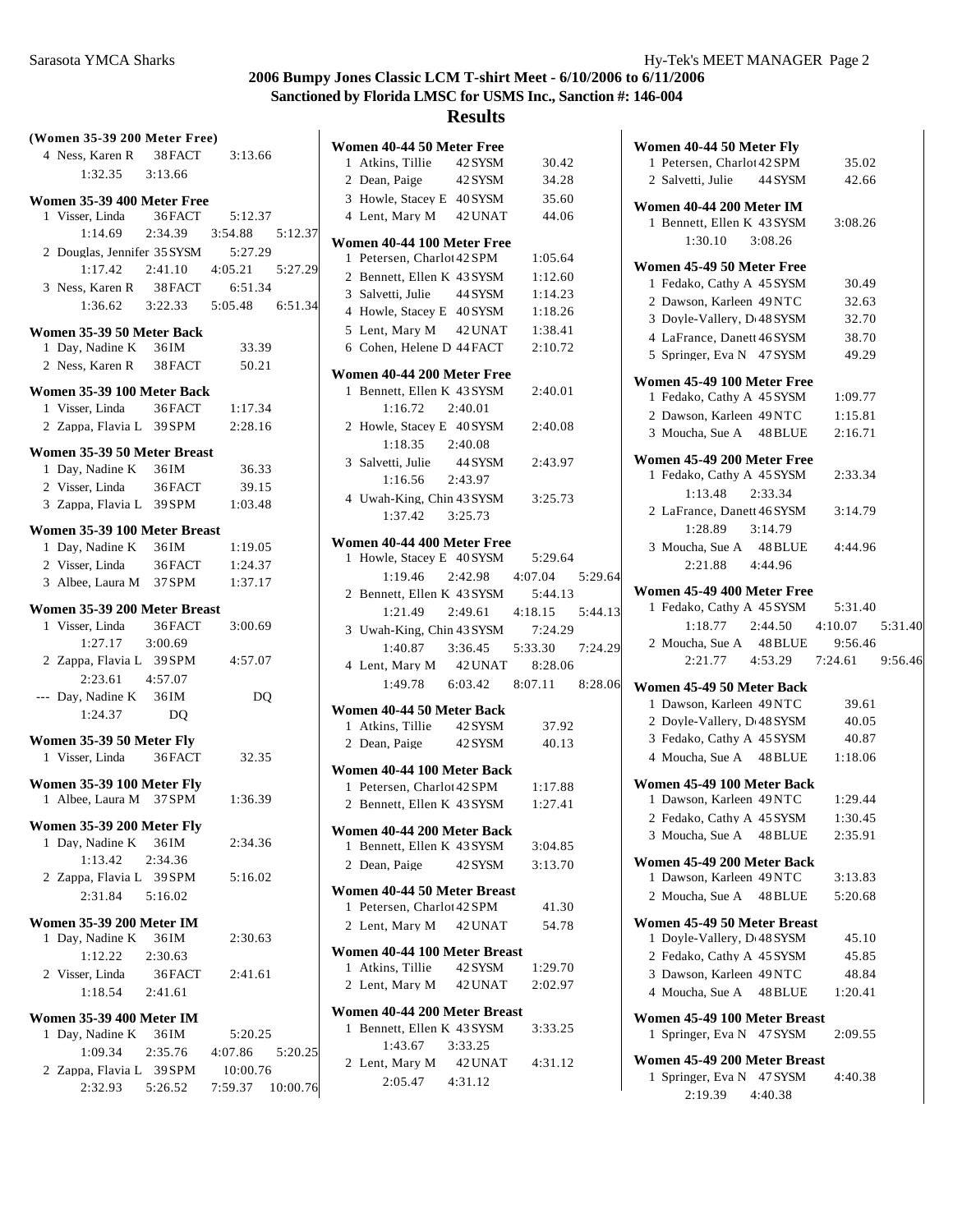## 2006 Bumpy Jones Classic LCM T-shirt Meet - 6/10/2006 to 6/11/2006
## Sanctioned by Florida LMSC for USMS Inc., Sanction #: 146-004
## Results

**(Women 35-39 200 Meter Free)**

4 Ness, Karen R 38 FACT 3:13.66
1:32.35 3:13.66

**Women 35-39 400 Meter Free**

1 Visser, Linda 36 FACT 5:12.37
1:14.69 2:34.39 3:54.88 5:12.37

2 Douglas, Jennifer 35 SYSM 5:27.29
1:17.42 2:41.10 4:05.21 5:27.29

3 Ness, Karen R 38 FACT 6:51.34
1:36.62 3:22.33 5:05.48 6:51.34

**Women 35-39 50 Meter Back**

1 Day, Nadine K 36 IM 33.39
2 Ness, Karen R 38 FACT 50.21

**Women 35-39 100 Meter Back**

1 Visser, Linda 36 FACT 1:17.34
2 Zappa, Flavia L 39 SPM 2:28.16

**Women 35-39 50 Meter Breast**

1 Day, Nadine K 36 IM 36.33
2 Visser, Linda 36 FACT 39.15
3 Zappa, Flavia L 39 SPM 1:03.48

**Women 35-39 100 Meter Breast**

1 Day, Nadine K 36 IM 1:19.05
2 Visser, Linda 36 FACT 1:24.37
3 Albee, Laura M 37 SPM 1:37.17

**Women 35-39 200 Meter Breast**

1 Visser, Linda 36 FACT 3:00.69
1:27.17 3:00.69

2 Zappa, Flavia L 39 SPM 4:57.07
2:23.61 4:57.07

--- Day, Nadine K 36 IM DQ
1:24.37 DQ

**Women 35-39 50 Meter Fly**

1 Visser, Linda 36 FACT 32.35

**Women 35-39 100 Meter Fly**

1 Albee, Laura M 37 SPM 1:36.39

**Women 35-39 200 Meter Fly**

1 Day, Nadine K 36 IM 2:34.36
1:13.42 2:34.36

2 Zappa, Flavia L 39 SPM 5:16.02
2:31.84 5:16.02

**Women 35-39 200 Meter IM**

1 Day, Nadine K 36 IM 2:30.63
1:12.22 2:30.63

2 Visser, Linda 36 FACT 2:41.61
1:18.54 2:41.61

**Women 35-39 400 Meter IM**

1 Day, Nadine K 36 IM 5:20.25
1:09.34 2:35.76 4:07.86 5:20.25

2 Zappa, Flavia L 39 SPM 10:00.76
2:32.93 5:26.52 7:59.37 10:00.76

**Women 40-44 50 Meter Free**

1 Atkins, Tillie 42 SYSM 30.42
2 Dean, Paige 42 SYSM 34.28
3 Howle, Stacey E 40 SYSM 35.60
4 Lent, Mary M 42 UNAT 44.06

**Women 40-44 100 Meter Free**

1 Petersen, Charlot 42 SPM 1:05.64
2 Bennett, Ellen K 43 SYSM 1:12.60
3 Salvetti, Julie 44 SYSM 1:14.23
4 Howle, Stacey E 40 SYSM 1:18.26
5 Lent, Mary M 42 UNAT 1:38.41
6 Cohen, Helene D 44 FACT 2:10.72

**Women 40-44 200 Meter Free**

1 Bennett, Ellen K 43 SYSM 2:40.01
1:16.72 2:40.01

2 Howle, Stacey E 40 SYSM 2:40.08
1:18.35 2:40.08

3 Salvetti, Julie 44 SYSM 2:43.97
1:16.56 2:43.97

4 Uwah-King, Chin 43 SYSM 3:25.73
1:37.42 3:25.73

**Women 40-44 400 Meter Free**

1 Howle, Stacey E 40 SYSM 5:29.64
1:19.46 2:42.98 4:07.04 5:29.64

2 Bennett, Ellen K 43 SYSM 5:44.13
1:21.49 2:49.61 4:18.15 5:44.13

3 Uwah-King, Chin 43 SYSM 7:24.29
1:40.87 3:36.45 5:33.30 7:24.29

4 Lent, Mary M 42 UNAT 8:28.06
1:49.78 6:03.42 8:07.11 8:28.06

**Women 40-44 50 Meter Back**

1 Atkins, Tillie 42 SYSM 37.92
2 Dean, Paige 42 SYSM 40.13

**Women 40-44 100 Meter Back**

1 Petersen, Charlot 42 SPM 1:17.88
2 Bennett, Ellen K 43 SYSM 1:27.41

**Women 40-44 200 Meter Back**

1 Bennett, Ellen K 43 SYSM 3:04.85
2 Dean, Paige 42 SYSM 3:13.70

**Women 40-44 50 Meter Breast**

1 Petersen, Charlot 42 SPM 41.30
2 Lent, Mary M 42 UNAT 54.78

**Women 40-44 100 Meter Breast**

1 Atkins, Tillie 42 SYSM 1:29.70
2 Lent, Mary M 42 UNAT 2:02.97

**Women 40-44 200 Meter Breast**

1 Bennett, Ellen K 43 SYSM 3:33.25
1:43.67 3:33.25

2 Lent, Mary M 42 UNAT 4:31.12
2:05.47 4:31.12

**Women 40-44 50 Meter Fly**

1 Petersen, Charlot 42 SPM 35.02
2 Salvetti, Julie 44 SYSM 42.66

**Women 40-44 200 Meter IM**

1 Bennett, Ellen K 43 SYSM 3:08.26
1:30.10 3:08.26

**Women 45-49 50 Meter Free**

1 Fedako, Cathy A 45 SYSM 30.49
2 Dawson, Karleen 49 NTC 32.63
3 Doyle-Vallery, D 48 SYSM 32.70
4 LaFrance, Danett 46 SYSM 38.70
5 Springer, Eva N 47 SYSM 49.29

**Women 45-49 100 Meter Free**

1 Fedako, Cathy A 45 SYSM 1:09.77
2 Dawson, Karleen 49 NTC 1:15.81
3 Moucha, Sue A 48 BLUE 2:16.71

**Women 45-49 200 Meter Free**

1 Fedako, Cathy A 45 SYSM 2:33.34
1:13.48 2:33.34

2 LaFrance, Danett 46 SYSM 3:14.79
1:28.89 3:14.79

3 Moucha, Sue A 48 BLUE 4:44.96
2:21.88 4:44.96

**Women 45-49 400 Meter Free**

1 Fedako, Cathy A 45 SYSM 5:31.40
1:18.77 2:44.50 4:10.07 5:31.40

2 Moucha, Sue A 48 BLUE 9:56.46
2:21.77 4:53.29 7:24.61 9:56.46

**Women 45-49 50 Meter Back**

1 Dawson, Karleen 49 NTC 39.61
2 Doyle-Vallery, D 48 SYSM 40.05
3 Fedako, Cathy A 45 SYSM 40.87
4 Moucha, Sue A 48 BLUE 1:18.06

**Women 45-49 100 Meter Back**

1 Dawson, Karleen 49 NTC 1:29.44
2 Fedako, Cathy A 45 SYSM 1:30.45
3 Moucha, Sue A 48 BLUE 2:35.91

**Women 45-49 200 Meter Back**

1 Dawson, Karleen 49 NTC 3:13.83
2 Moucha, Sue A 48 BLUE 5:20.68

**Women 45-49 50 Meter Breast**

1 Doyle-Vallery, D 48 SYSM 45.10
2 Fedako, Cathy A 45 SYSM 45.85
3 Dawson, Karleen 49 NTC 48.84
4 Moucha, Sue A 48 BLUE 1:20.41

**Women 45-49 100 Meter Breast**

1 Springer, Eva N 47 SYSM 2:09.55

**Women 45-49 200 Meter Breast**

1 Springer, Eva N 47 SYSM 4:40.38
2:19.39 4:40.38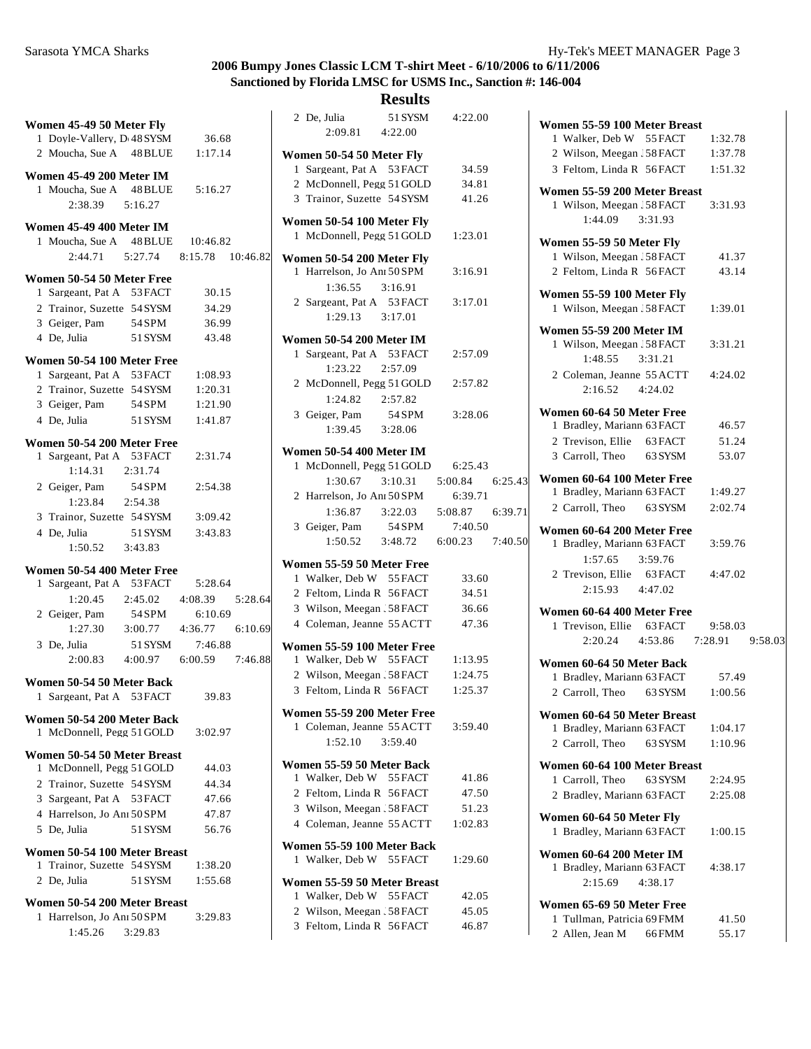# 2006 Bumpy Jones Classic LCM T-shirt Meet - 6/10/2006 to 6/11/2006

## Sanctioned by Florida LMSC for USMS Inc., Sanction #: 146-004

## Results

### Women 45-49 50 Meter Fly

1 Doyle-Vallery, D 48 SYSM 36.68
2 Moucha, Sue A 48 BLUE 1:17.14

### Women 45-49 200 Meter IM

1 Moucha, Sue A 48 BLUE 5:16.27
2:38.39 5:16.27

### Women 45-49 400 Meter IM

1 Moucha, Sue A 48 BLUE 10:46.82
2:44.71 5:27.74 8:15.78 10:46.82

### Women 50-54 50 Meter Free

1 Sargeant, Pat A 53 FACT 30.15
2 Trainor, Suzette 54 SYSM 34.29
3 Geiger, Pam 54 SPM 36.99
4 De, Julia 51 SYSM 43.48

### Women 50-54 100 Meter Free

1 Sargeant, Pat A 53 FACT 1:08.93
2 Trainor, Suzette 54 SYSM 1:20.31
3 Geiger, Pam 54 SPM 1:21.90
4 De, Julia 51 SYSM 1:41.87

### Women 50-54 200 Meter Free

1 Sargeant, Pat A 53 FACT 2:31.74
1:14.31 2:31.74
2 Geiger, Pam 54 SPM 2:54.38
1:23.84 2:54.38
3 Trainor, Suzette 54 SYSM 3:09.42
4 De, Julia 51 SYSM 3:43.83
1:50.52 3:43.83

### Women 50-54 400 Meter Free

1 Sargeant, Pat A 53 FACT 5:28.64
1:20.45 2:45.02 4:08.39 5:28.64
2 Geiger, Pam 54 SPM 6:10.69
1:27.30 3:00.77 4:36.77 6:10.69
3 De, Julia 51 SYSM 7:46.88
2:00.83 4:00.97 6:00.59 7:46.88

### Women 50-54 50 Meter Back

1 Sargeant, Pat A 53 FACT 39.83

### Women 50-54 200 Meter Back

1 McDonnell, Pegg 51 GOLD 3:02.97

### Women 50-54 50 Meter Breast

1 McDonnell, Pegg 51 GOLD 44.03
2 Trainor, Suzette 54 SYSM 44.34
3 Sargeant, Pat A 53 FACT 47.66
4 Harrelson, Jo An 50 SPM 47.87
5 De, Julia 51 SYSM 56.76

### Women 50-54 100 Meter Breast

1 Trainor, Suzette 54 SYSM 1:38.20
2 De, Julia 51 SYSM 1:55.68

### Women 50-54 200 Meter Breast

1 Harrelson, Jo An 50 SPM 3:29.83
1:45.26 3:29.83
2 De, Julia 51 SYSM 4:22.00
2:09.81 4:22.00

### Women 50-54 50 Meter Fly

1 Sargeant, Pat A 53 FACT 34.59
2 McDonnell, Pegg 51 GOLD 34.81
3 Trainor, Suzette 54 SYSM 41.26

### Women 50-54 100 Meter Fly

1 McDonnell, Pegg 51 GOLD 1:23.01

### Women 50-54 200 Meter Fly

1 Harrelson, Jo An 50 SPM 3:16.91
1:36.55 3:16.91
2 Sargeant, Pat A 53 FACT 3:17.01
1:29.13 3:17.01

### Women 50-54 200 Meter IM

1 Sargeant, Pat A 53 FACT 2:57.09
1:23.22 2:57.09
2 McDonnell, Pegg 51 GOLD 2:57.82
1:24.82 2:57.82
3 Geiger, Pam 54 SPM 3:28.06
1:39.45 3:28.06

### Women 50-54 400 Meter IM

1 McDonnell, Pegg 51 GOLD 6:25.43
1:30.67 3:10.31 5:00.84 6:25.43
2 Harrelson, Jo An 50 SPM 6:39.71
1:36.87 3:22.03 5:08.87 6:39.71
3 Geiger, Pam 54 SPM 7:40.50
1:50.52 3:48.72 6:00.23 7:40.50

### Women 55-59 50 Meter Free

1 Walker, Deb W 55 FACT 33.60
2 Feltom, Linda R 56 FACT 34.51
3 Wilson, Meegan 58 FACT 36.66
4 Coleman, Jeanne 55 ACTT 47.36

### Women 55-59 100 Meter Free

1 Walker, Deb W 55 FACT 1:13.95
2 Wilson, Meegan 58 FACT 1:24.75
3 Feltom, Linda R 56 FACT 1:25.37

### Women 55-59 200 Meter Free

1 Coleman, Jeanne 55 ACTT 3:59.40
1:52.10 3:59.40

### Women 55-59 50 Meter Back

1 Walker, Deb W 55 FACT 41.86
2 Feltom, Linda R 56 FACT 47.50
3 Wilson, Meegan 58 FACT 51.23
4 Coleman, Jeanne 55 ACTT 1:02.83

### Women 55-59 100 Meter Back

1 Walker, Deb W 55 FACT 1:29.60

### Women 55-59 50 Meter Breast

1 Walker, Deb W 55 FACT 42.05
2 Wilson, Meegan 58 FACT 45.05
3 Feltom, Linda R 56 FACT 46.87

### Women 55-59 100 Meter Breast

1 Walker, Deb W 55 FACT 1:32.78
2 Wilson, Meegan 58 FACT 1:37.78
3 Feltom, Linda R 56 FACT 1:51.32

### Women 55-59 200 Meter Breast

1 Wilson, Meegan 58 FACT 3:31.93
1:44.09 3:31.93

### Women 55-59 50 Meter Fly

1 Wilson, Meegan 58 FACT 41.37
2 Feltom, Linda R 56 FACT 43.14

### Women 55-59 100 Meter Fly

1 Wilson, Meegan 58 FACT 1:39.01

### Women 55-59 200 Meter IM

1 Wilson, Meegan 58 FACT 3:31.21
1:48.55 3:31.21
2 Coleman, Jeanne 55 ACTT 4:24.02
2:16.52 4:24.02

### Women 60-64 50 Meter Free

1 Bradley, Mariann 63 FACT 46.57
2 Trevison, Ellie 63 FACT 51.24
3 Carroll, Theo 63 SYSM 53.07

### Women 60-64 100 Meter Free

1 Bradley, Mariann 63 FACT 1:49.27
2 Carroll, Theo 63 SYSM 2:02.74

### Women 60-64 200 Meter Free

1 Bradley, Mariann 63 FACT 3:59.76
1:57.65 3:59.76
2 Trevison, Ellie 63 FACT 4:47.02
2:15.93 4:47.02

### Women 60-64 400 Meter Free

1 Trevison, Ellie 63 FACT 9:58.03
2:20.24 4:53.86 7:28.91 9:58.03

### Women 60-64 50 Meter Back

1 Bradley, Mariann 63 FACT 57.49
2 Carroll, Theo 63 SYSM 1:00.56

### Women 60-64 50 Meter Breast

1 Bradley, Mariann 63 FACT 1:04.17
2 Carroll, Theo 63 SYSM 1:10.96

### Women 60-64 100 Meter Breast

1 Carroll, Theo 63 SYSM 2:24.95
2 Bradley, Mariann 63 FACT 2:25.08

### Women 60-64 50 Meter Fly

1 Bradley, Mariann 63 FACT 1:00.15

### Women 60-64 200 Meter IM

1 Bradley, Mariann 63 FACT 4:38.17
2:15.69 4:38.17

### Women 65-69 50 Meter Free

1 Tullman, Patricia 69 FMM 41.50
2 Allen, Jean M 66 FMM 55.17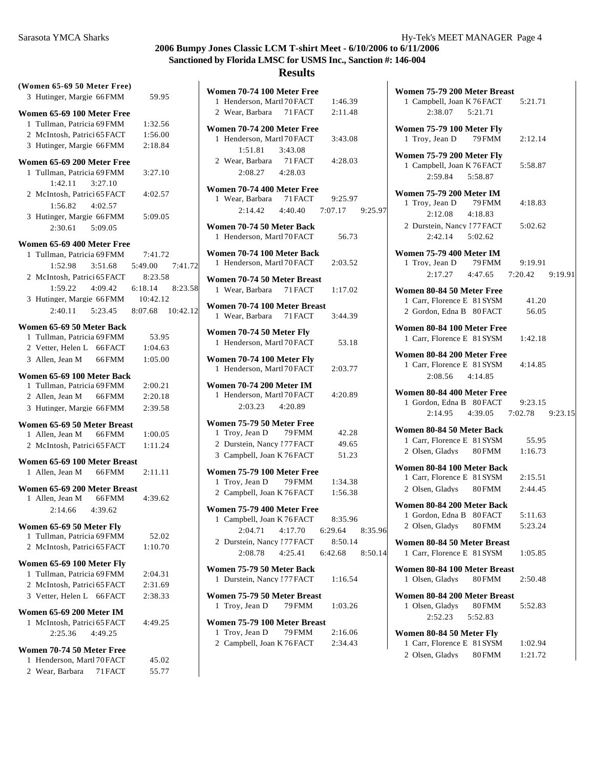## 2006 Bumpy Jones Classic LCM T-shirt Meet - 6/10/2006 to 6/11/2006
## Sanctioned by Florida LMSC for USMS Inc., Sanction #: 146-004
## Results

**(Women 65-69 50 Meter Free)**

| Place | Name | Age | Team | Time |
|---|---|---|---|---|
| 3 | Hutinger, Margie | 66 | FMM | 59.95 |

**Women 65-69 100 Meter Free**

| Place | Name | Age | Team | Time |
|---|---|---|---|---|
| 1 | Tullman, Patricia | 69 | FMM | 1:32.56 |
| 2 | McIntosh, Patrici | 65 | FACT | 1:56.00 |
| 3 | Hutinger, Margie | 66 | FMM | 2:18.84 |

**Women 65-69 200 Meter Free**

| Place | Name | Age | Team | Time |
|---|---|---|---|---|
| 1 | Tullman, Patricia | 69 | FMM | 3:27.10 |
| | 1:42.11 3:27.10 | | | |
| 2 | McIntosh, Patrici | 65 | FACT | 4:02.57 |
| | 1:56.82 4:02.57 | | | |
| 3 | Hutinger, Margie | 66 | FMM | 5:09.05 |
| | 2:30.61 5:09.05 | | | |

**Women 65-69 400 Meter Free**

| Place | Name | Age | Team | Time |
|---|---|---|---|---|
| 1 | Tullman, Patricia | 69 | FMM | 7:41.72 |
| | 1:52.98 3:51.68 5:49.00 7:41.72 | | | |
| 2 | McIntosh, Patrici | 65 | FACT | 8:23.58 |
| | 1:59.22 4:09.42 6:18.14 8:23.58 | | | |
| 3 | Hutinger, Margie | 66 | FMM | 10:42.12 |
| | 2:40.11 5:23.45 8:07.68 10:42.12 | | | |

**Women 65-69 50 Meter Back**

| Place | Name | Age | Team | Time |
|---|---|---|---|---|
| 1 | Tullman, Patricia | 69 | FMM | 53.95 |
| 2 | Vetter, Helen L | 66 | FACT | 1:04.63 |
| 3 | Allen, Jean M | 66 | FMM | 1:05.00 |

**Women 65-69 100 Meter Back**

| Place | Name | Age | Team | Time |
|---|---|---|---|---|
| 1 | Tullman, Patricia | 69 | FMM | 2:00.21 |
| 2 | Allen, Jean M | 66 | FMM | 2:20.18 |
| 3 | Hutinger, Margie | 66 | FMM | 2:39.58 |

**Women 65-69 50 Meter Breast**

| Place | Name | Age | Team | Time |
|---|---|---|---|---|
| 1 | Allen, Jean M | 66 | FMM | 1:00.05 |
| 2 | McIntosh, Patrici | 65 | FACT | 1:11.24 |

**Women 65-69 100 Meter Breast**

| Place | Name | Age | Team | Time |
|---|---|---|---|---|
| 1 | Allen, Jean M | 66 | FMM | 2:11.11 |

**Women 65-69 200 Meter Breast**

| Place | Name | Age | Team | Time |
|---|---|---|---|---|
| 1 | Allen, Jean M | 66 | FMM | 4:39.62 |
| | 2:14.66 4:39.62 | | | |

**Women 65-69 50 Meter Fly**

| Place | Name | Age | Team | Time |
|---|---|---|---|---|
| 1 | Tullman, Patricia | 69 | FMM | 52.02 |
| 2 | McIntosh, Patrici | 65 | FACT | 1:10.70 |

**Women 65-69 100 Meter Fly**

| Place | Name | Age | Team | Time |
|---|---|---|---|---|
| 1 | Tullman, Patricia | 69 | FMM | 2:04.31 |
| 2 | McIntosh, Patrici | 65 | FACT | 2:31.69 |
| 3 | Vetter, Helen L | 66 | FACT | 2:38.33 |

**Women 65-69 200 Meter IM**

| Place | Name | Age | Team | Time |
|---|---|---|---|---|
| 1 | McIntosh, Patrici | 65 | FACT | 4:49.25 |
| | 2:25.36 4:49.25 | | | |

**Women 70-74 50 Meter Free**

| Place | Name | Age | Team | Time |
|---|---|---|---|---|
| 1 | Henderson, Martl | 70 | FACT | 45.02 |
| 2 | Wear, Barbara | 71 | FACT | 55.77 |

**Women 70-74 100 Meter Free**

| Place | Name | Age | Team | Time |
|---|---|---|---|---|
| 1 | Henderson, Martl | 70 | FACT | 1:46.39 |
| 2 | Wear, Barbara | 71 | FACT | 2:11.48 |

**Women 70-74 200 Meter Free**

| Place | Name | Age | Team | Time |
|---|---|---|---|---|
| 1 | Henderson, Martl | 70 | FACT | 3:43.08 |
| | 1:51.81 3:43.08 | | | |
| 2 | Wear, Barbara | 71 | FACT | 4:28.03 |
| | 2:08.27 4:28.03 | | | |

**Women 70-74 400 Meter Free**

| Place | Name | Age | Team | Time |
|---|---|---|---|---|
| 1 | Wear, Barbara | 71 | FACT | 9:25.97 |
| | 2:14.42 4:40.40 7:07.17 9:25.97 | | | |

**Women 70-74 50 Meter Back**

| Place | Name | Age | Team | Time |
|---|---|---|---|---|
| 1 | Henderson, Martl | 70 | FACT | 56.73 |

**Women 70-74 100 Meter Back**

| Place | Name | Age | Team | Time |
|---|---|---|---|---|
| 1 | Henderson, Martl | 70 | FACT | 2:03.52 |

**Women 70-74 50 Meter Breast**

| Place | Name | Age | Team | Time |
|---|---|---|---|---|
| 1 | Wear, Barbara | 71 | FACT | 1:17.02 |

**Women 70-74 100 Meter Breast**

| Place | Name | Age | Team | Time |
|---|---|---|---|---|
| 1 | Wear, Barbara | 71 | FACT | 3:44.39 |

**Women 70-74 50 Meter Fly**

| Place | Name | Age | Team | Time |
|---|---|---|---|---|
| 1 | Henderson, Martl | 70 | FACT | 53.18 |

**Women 70-74 100 Meter Fly**

| Place | Name | Age | Team | Time |
|---|---|---|---|---|
| 1 | Henderson, Martl | 70 | FACT | 2:03.77 |

**Women 70-74 200 Meter IM**

| Place | Name | Age | Team | Time |
|---|---|---|---|---|
| 1 | Henderson, Martl | 70 | FACT | 4:20.89 |
| | 2:03.23 4:20.89 | | | |

**Women 75-79 50 Meter Free**

| Place | Name | Age | Team | Time |
|---|---|---|---|---|
| 1 | Troy, Jean D | 79 | FMM | 42.28 |
| 2 | Durstein, Nancy I | 77 | FACT | 49.65 |
| 3 | Campbell, Joan K | 76 | FACT | 51.23 |

**Women 75-79 100 Meter Free**

| Place | Name | Age | Team | Time |
|---|---|---|---|---|
| 1 | Troy, Jean D | 79 | FMM | 1:34.38 |
| 2 | Campbell, Joan K | 76 | FACT | 1:56.38 |

**Women 75-79 400 Meter Free**

| Place | Name | Age | Team | Time |
|---|---|---|---|---|
| 1 | Campbell, Joan K | 76 | FACT | 8:35.96 |
| | 2:04.71 4:17.70 6:29.64 8:35.96 | | | |
| 2 | Durstein, Nancy I | 77 | FACT | 8:50.14 |
| | 2:08.78 4:25.41 6:42.68 8:50.14 | | | |

**Women 75-79 50 Meter Back**

| Place | Name | Age | Team | Time |
|---|---|---|---|---|
| 1 | Durstein, Nancy I | 77 | FACT | 1:16.54 |

**Women 75-79 50 Meter Breast**

| Place | Name | Age | Team | Time |
|---|---|---|---|---|
| 1 | Troy, Jean D | 79 | FMM | 1:03.26 |

**Women 75-79 100 Meter Breast**

| Place | Name | Age | Team | Time |
|---|---|---|---|---|
| 1 | Troy, Jean D | 79 | FMM | 2:16.06 |
| 2 | Campbell, Joan K | 76 | FACT | 2:34.43 |

**Women 75-79 200 Meter Breast**

| Place | Name | Age | Team | Time |
|---|---|---|---|---|
| 1 | Campbell, Joan K | 76 | FACT | 5:21.71 |
| | 2:38.07 5:21.71 | | | |

**Women 75-79 100 Meter Fly**

| Place | Name | Age | Team | Time |
|---|---|---|---|---|
| 1 | Troy, Jean D | 79 | FMM | 2:12.14 |

**Women 75-79 200 Meter Fly**

| Place | Name | Age | Team | Time |
|---|---|---|---|---|
| 1 | Campbell, Joan K | 76 | FACT | 5:58.87 |
| | 2:59.84 5:58.87 | | | |

**Women 75-79 200 Meter IM**

| Place | Name | Age | Team | Time |
|---|---|---|---|---|
| 1 | Troy, Jean D | 79 | FMM | 4:18.83 |
| | 2:12.08 4:18.83 | | | |
| 2 | Durstein, Nancy I | 77 | FACT | 5:02.62 |
| | 2:42.14 5:02.62 | | | |

**Women 75-79 400 Meter IM**

| Place | Name | Age | Team | Time |
|---|---|---|---|---|
| 1 | Troy, Jean D | 79 | FMM | 9:19.91 |
| | 2:17.27 4:47.65 7:20.42 9:19.91 | | | |

**Women 80-84 50 Meter Free**

| Place | Name | Age | Team | Time |
|---|---|---|---|---|
| 1 | Carr, Florence E | 81 | SYSM | 41.20 |
| 2 | Gordon, Edna B | 80 | FACT | 56.05 |

**Women 80-84 100 Meter Free**

| Place | Name | Age | Team | Time |
|---|---|---|---|---|
| 1 | Carr, Florence E | 81 | SYSM | 1:42.18 |

**Women 80-84 200 Meter Free**

| Place | Name | Age | Team | Time |
|---|---|---|---|---|
| 1 | Carr, Florence E | 81 | SYSM | 4:14.85 |
| | 2:08.56 4:14.85 | | | |

**Women 80-84 400 Meter Free**

| Place | Name | Age | Team | Time |
|---|---|---|---|---|
| 1 | Gordon, Edna B | 80 | FACT | 9:23.15 |
| | 2:14.95 4:39.05 7:02.78 9:23.15 | | | |

**Women 80-84 50 Meter Back**

| Place | Name | Age | Team | Time |
|---|---|---|---|---|
| 1 | Carr, Florence E | 81 | SYSM | 55.95 |
| 2 | Olsen, Gladys | 80 | FMM | 1:16.73 |

**Women 80-84 100 Meter Back**

| Place | Name | Age | Team | Time |
|---|---|---|---|---|
| 1 | Carr, Florence E | 81 | SYSM | 2:15.51 |
| 2 | Olsen, Gladys | 80 | FMM | 2:44.45 |

**Women 80-84 200 Meter Back**

| Place | Name | Age | Team | Time |
|---|---|---|---|---|
| 1 | Gordon, Edna B | 80 | FACT | 5:11.63 |
| 2 | Olsen, Gladys | 80 | FMM | 5:23.24 |

**Women 80-84 50 Meter Breast**

| Place | Name | Age | Team | Time |
|---|---|---|---|---|
| 1 | Carr, Florence E | 81 | SYSM | 1:05.85 |

**Women 80-84 100 Meter Breast**

| Place | Name | Age | Team | Time |
|---|---|---|---|---|
| 1 | Olsen, Gladys | 80 | FMM | 2:50.48 |

**Women 80-84 200 Meter Breast**

| Place | Name | Age | Team | Time |
|---|---|---|---|---|
| 1 | Olsen, Gladys | 80 | FMM | 5:52.83 |
| | 2:52.23 5:52.83 | | | |

**Women 80-84 50 Meter Fly**

| Place | Name | Age | Team | Time |
|---|---|---|---|---|
| 1 | Carr, Florence E | 81 | SYSM | 1:02.94 |
| 2 | Olsen, Gladys | 80 | FMM | 1:21.72 |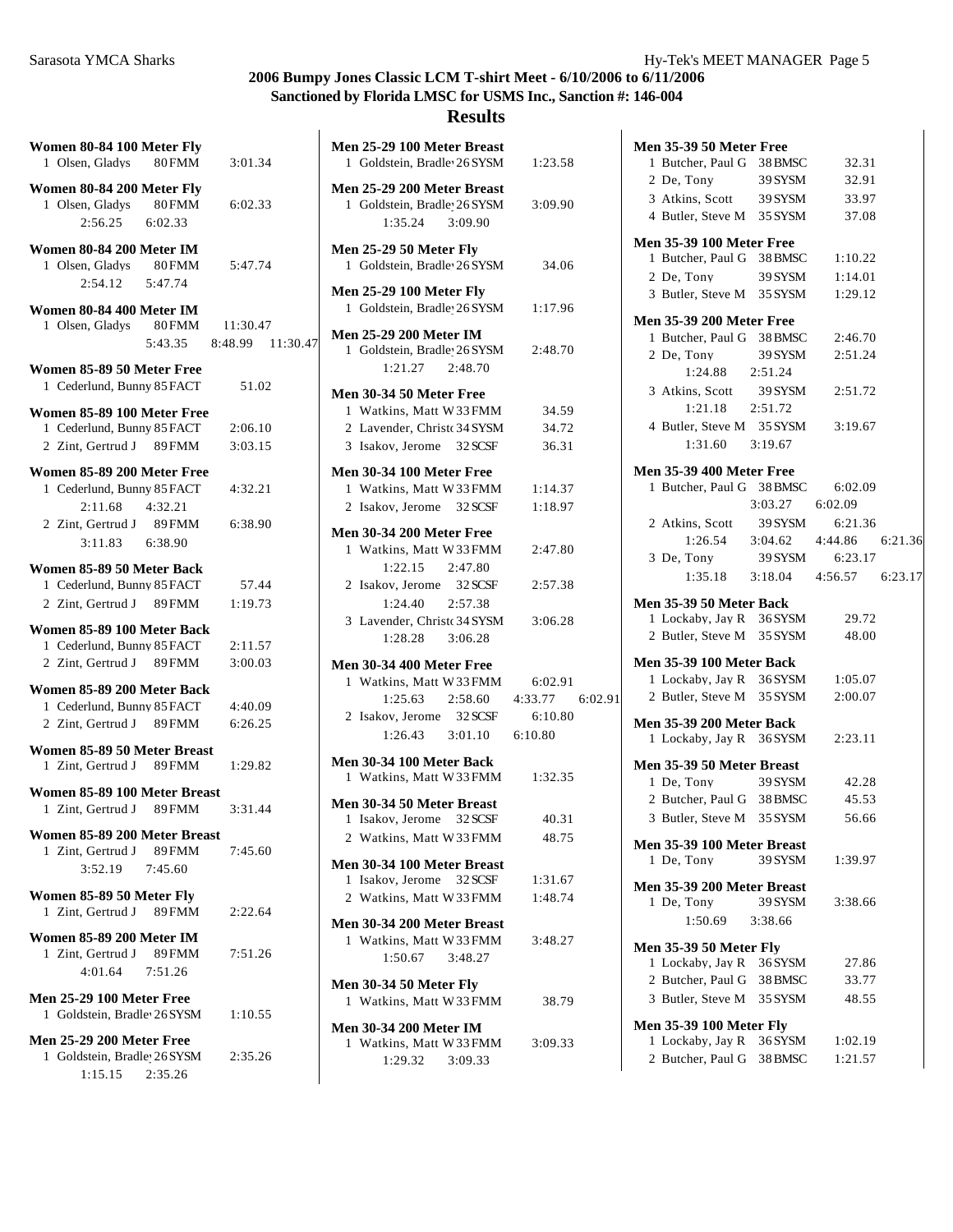## 2006 Bumpy Jones Classic LCM T-shirt Meet - 6/10/2006 to 6/11/2006
## Sanctioned by Florida LMSC for USMS Inc., Sanction #: 146-004
## Results

**Women 80-84 100 Meter Fly**
1 Olsen, Gladys 80 FMM 3:01.34

**Women 80-84 200 Meter Fly**
1 Olsen, Gladys 80 FMM 6:02.33
2:56.25 6:02.33

**Women 80-84 200 Meter IM**
1 Olsen, Gladys 80 FMM 5:47.74
2:54.12 5:47.74

**Women 80-84 400 Meter IM**
1 Olsen, Gladys 80 FMM 11:30.47
5:43.35 8:48.99 11:30.47

**Women 85-89 50 Meter Free**
1 Cederlund, Bunny 85 FACT 51.02

**Women 85-89 100 Meter Free**
1 Cederlund, Bunny 85 FACT 2:06.10
2 Zint, Gertrud J 89 FMM 3:03.15

**Women 85-89 200 Meter Free**
1 Cederlund, Bunny 85 FACT 4:32.21
2:11.68 4:32.21
2 Zint, Gertrud J 89 FMM 6:38.90
3:11.83 6:38.90

**Women 85-89 50 Meter Back**
1 Cederlund, Bunny 85 FACT 57.44
2 Zint, Gertrud J 89 FMM 1:19.73

**Women 85-89 100 Meter Back**
1 Cederlund, Bunny 85 FACT 2:11.57
2 Zint, Gertrud J 89 FMM 3:00.03

**Women 85-89 200 Meter Back**
1 Cederlund, Bunny 85 FACT 4:40.09
2 Zint, Gertrud J 89 FMM 6:26.25

**Women 85-89 50 Meter Breast**
1 Zint, Gertrud J 89 FMM 1:29.82

**Women 85-89 100 Meter Breast**
1 Zint, Gertrud J 89 FMM 3:31.44

**Women 85-89 200 Meter Breast**
1 Zint, Gertrud J 89 FMM 7:45.60
3:52.19 7:45.60

**Women 85-89 50 Meter Fly**
1 Zint, Gertrud J 89 FMM 2:22.64

**Women 85-89 200 Meter IM**
1 Zint, Gertrud J 89 FMM 7:51.26
4:01.64 7:51.26

**Men 25-29 100 Meter Free**
1 Goldstein, Bradle 26 SYSM 1:10.55

**Men 25-29 200 Meter Free**
1 Goldstein, Bradle 26 SYSM 2:35.26
1:15.15 2:35.26

**Men 25-29 100 Meter Breast**
1 Goldstein, Bradle 26 SYSM 1:23.58

**Men 25-29 200 Meter Breast**
1 Goldstein, Bradle 26 SYSM 3:09.90
1:35.24 3:09.90

**Men 25-29 50 Meter Fly**
1 Goldstein, Bradle 26 SYSM 34.06

**Men 25-29 100 Meter Fly**
1 Goldstein, Bradle 26 SYSM 1:17.96

**Men 25-29 200 Meter IM**
1 Goldstein, Bradle 26 SYSM 2:48.70
1:21.27 2:48.70

**Men 30-34 50 Meter Free**
1 Watkins, Matt W 33 FMM 34.59
2 Lavender, Christo 34 SYSM 34.72
3 Isakov, Jerome 32 SCSF 36.31

**Men 30-34 100 Meter Free**
1 Watkins, Matt W 33 FMM 1:14.37
2 Isakov, Jerome 32 SCSF 1:18.97

**Men 30-34 200 Meter Free**
1 Watkins, Matt W 33 FMM 2:47.80
1:22.15 2:47.80
2 Isakov, Jerome 32 SCSF 2:57.38
1:24.40 2:57.38
3 Lavender, Christo 34 SYSM 3:06.28
1:28.28 3:06.28

**Men 30-34 400 Meter Free**
1 Watkins, Matt W 33 FMM 6:02.91
1:25.63 2:58.60 4:33.77 6:02.91
2 Isakov, Jerome 32 SCSF 6:10.80
1:26.43 3:01.10 6:10.80

**Men 30-34 100 Meter Back**
1 Watkins, Matt W 33 FMM 1:32.35

**Men 30-34 50 Meter Breast**
1 Isakov, Jerome 32 SCSF 40.31
2 Watkins, Matt W 33 FMM 48.75

**Men 30-34 100 Meter Breast**
1 Isakov, Jerome 32 SCSF 1:31.67
2 Watkins, Matt W 33 FMM 1:48.74

**Men 30-34 200 Meter Breast**
1 Watkins, Matt W 33 FMM 3:48.27
1:50.67 3:48.27

**Men 30-34 50 Meter Fly**
1 Watkins, Matt W 33 FMM 38.79

**Men 30-34 200 Meter IM**
1 Watkins, Matt W 33 FMM 3:09.33
1:29.32 3:09.33

**Men 35-39 50 Meter Free**
1 Butcher, Paul G 38 BMSC 32.31
2 De, Tony 39 SYSM 32.91
3 Atkins, Scott 39 SYSM 33.97
4 Butler, Steve M 35 SYSM 37.08

**Men 35-39 100 Meter Free**
1 Butcher, Paul G 38 BMSC 1:10.22
2 De, Tony 39 SYSM 1:14.01
3 Butler, Steve M 35 SYSM 1:29.12

**Men 35-39 200 Meter Free**
1 Butcher, Paul G 38 BMSC 2:46.70
2 De, Tony 39 SYSM 2:51.24
1:24.88 2:51.24
3 Atkins, Scott 39 SYSM 2:51.72
1:21.18 2:51.72
4 Butler, Steve M 35 SYSM 3:19.67
1:31.60 3:19.67

**Men 35-39 400 Meter Free**
1 Butcher, Paul G 38 BMSC 6:02.09
3:03.27 6:02.09
2 Atkins, Scott 39 SYSM 6:21.36
1:26.54 3:04.62 4:44.86 6:21.36
3 De, Tony 39 SYSM 6:23.17
1:35.18 3:18.04 4:56.57 6:23.17

**Men 35-39 50 Meter Back**
1 Lockaby, Jay R 36 SYSM 29.72
2 Butler, Steve M 35 SYSM 48.00

**Men 35-39 100 Meter Back**
1 Lockaby, Jay R 36 SYSM 1:05.07
2 Butler, Steve M 35 SYSM 2:00.07

**Men 35-39 200 Meter Back**
1 Lockaby, Jay R 36 SYSM 2:23.11

**Men 35-39 50 Meter Breast**
1 De, Tony 39 SYSM 42.28
2 Butcher, Paul G 38 BMSC 45.53
3 Butler, Steve M 35 SYSM 56.66

**Men 35-39 100 Meter Breast**
1 De, Tony 39 SYSM 1:39.97

**Men 35-39 200 Meter Breast**
1 De, Tony 39 SYSM 3:38.66
1:50.69 3:38.66

**Men 35-39 50 Meter Fly**
1 Lockaby, Jay R 36 SYSM 27.86
2 Butcher, Paul G 38 BMSC 33.77
3 Butler, Steve M 35 SYSM 48.55

**Men 35-39 100 Meter Fly**
1 Lockaby, Jay R 36 SYSM 1:02.19
2 Butcher, Paul G 38 BMSC 1:21.57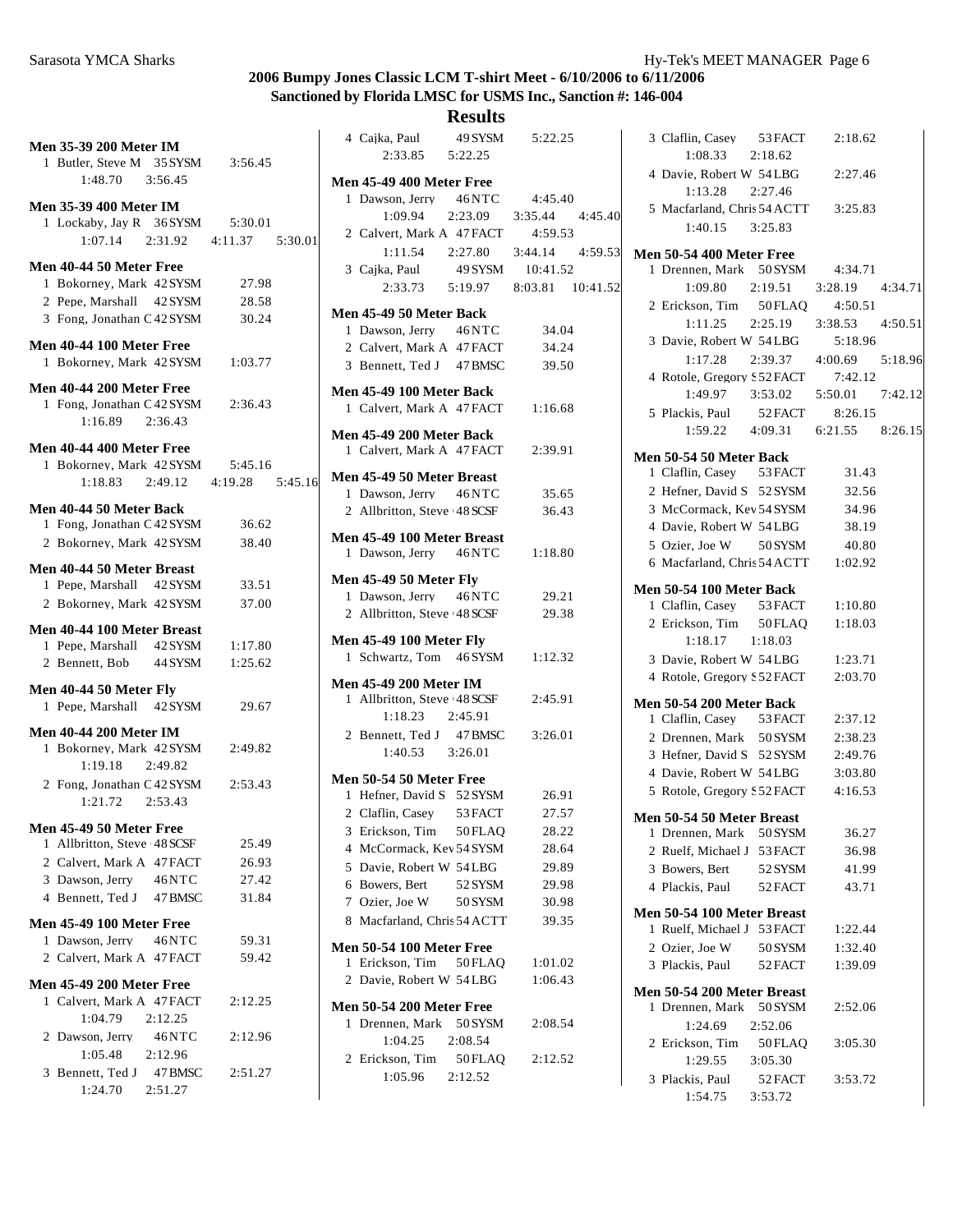## 2006 Bumpy Jones Classic LCM T-shirt Meet - 6/10/2006 to 6/11/2006

## Sanctioned by Florida LMSC for USMS Inc., Sanction #: 146-004

## Results

**Men 35-39 200 Meter IM**

1 Butler, Steve M 35 SYSM 3:56.45
  1:48.70 3:56.45

**Men 35-39 400 Meter IM**

1 Lockaby, Jay R 36 SYSM 5:30.01
  1:07.14 2:31.92 4:11.37 5:30.01

**Men 40-44 50 Meter Free**

1 Bokorney, Mark 42 SYSM 27.98
2 Pepe, Marshall 42 SYSM 28.58
3 Fong, Jonathan C 42 SYSM 30.24

**Men 40-44 100 Meter Free**

1 Bokorney, Mark 42 SYSM 1:03.77

**Men 40-44 200 Meter Free**

1 Fong, Jonathan C 42 SYSM 2:36.43
  1:16.89 2:36.43

**Men 40-44 400 Meter Free**

1 Bokorney, Mark 42 SYSM 5:45.16
  1:18.83 2:49.12 4:19.28 5:45.16

**Men 40-44 50 Meter Back**

1 Fong, Jonathan C 42 SYSM 36.62
2 Bokorney, Mark 42 SYSM 38.40

**Men 40-44 50 Meter Breast**

1 Pepe, Marshall 42 SYSM 33.51
2 Bokorney, Mark 42 SYSM 37.00

**Men 40-44 100 Meter Breast**

1 Pepe, Marshall 42 SYSM 1:17.80
2 Bennett, Bob 44 SYSM 1:25.62

**Men 40-44 50 Meter Fly**

1 Pepe, Marshall 42 SYSM 29.67

**Men 40-44 200 Meter IM**

1 Bokorney, Mark 42 SYSM 2:49.82
  1:19.18 2:49.82
2 Fong, Jonathan C 42 SYSM 2:53.43
  1:21.72 2:53.43

**Men 45-49 50 Meter Free**

1 Allbritton, Steve 48 SCSF 25.49
2 Calvert, Mark A 47 FACT 26.93
3 Dawson, Jerry 46 NTC 27.42
4 Bennett, Ted J 47 BMSC 31.84

**Men 45-49 100 Meter Free**

1 Dawson, Jerry 46 NTC 59.31
2 Calvert, Mark A 47 FACT 59.42

**Men 45-49 200 Meter Free**

1 Calvert, Mark A 47 FACT 2:12.25
  1:04.79 2:12.25
2 Dawson, Jerry 46 NTC 2:12.96
  1:05.48 2:12.96
3 Bennett, Ted J 47 BMSC 2:51.27
  1:24.70 2:51.27
4 Cajka, Paul 49 SYSM 5:22.25
  2:33.85 5:22.25

**Men 45-49 400 Meter Free**

1 Dawson, Jerry 46 NTC 4:45.40
  1:09.94 2:23.09 3:35.44 4:45.40
2 Calvert, Mark A 47 FACT 4:59.53
  1:11.54 2:27.80 3:44.14 4:59.53
3 Cajka, Paul 49 SYSM 10:41.52
  2:33.73 5:19.97 8:03.81 10:41.52

**Men 45-49 50 Meter Back**

1 Dawson, Jerry 46 NTC 34.04
2 Calvert, Mark A 47 FACT 34.24
3 Bennett, Ted J 47 BMSC 39.50

**Men 45-49 100 Meter Back**

1 Calvert, Mark A 47 FACT 1:16.68

**Men 45-49 200 Meter Back**

1 Calvert, Mark A 47 FACT 2:39.91

**Men 45-49 50 Meter Breast**

1 Dawson, Jerry 46 NTC 35.65
2 Allbritton, Steve 48 SCSF 36.43

**Men 45-49 100 Meter Breast**

1 Dawson, Jerry 46 NTC 1:18.80

**Men 45-49 50 Meter Fly**

1 Dawson, Jerry 46 NTC 29.21
2 Allbritton, Steve 48 SCSF 29.38

**Men 45-49 100 Meter Fly**

1 Schwartz, Tom 46 SYSM 1:12.32

**Men 45-49 200 Meter IM**

1 Allbritton, Steve 48 SCSF 2:45.91
  1:18.23 2:45.91
2 Bennett, Ted J 47 BMSC 3:26.01
  1:40.53 3:26.01

**Men 50-54 50 Meter Free**

1 Hefner, David S 52 SYSM 26.91
2 Claflin, Casey 53 FACT 27.57
3 Erickson, Tim 50 FLAQ 28.22
4 McCormack, Kev 54 SYSM 28.64
5 Davie, Robert W 54 LBG 29.89
6 Bowers, Bert 52 SYSM 29.98
7 Ozier, Joe W 50 SYSM 30.98
8 Macfarland, Chris 54 ACTT 39.35

**Men 50-54 100 Meter Free**

1 Erickson, Tim 50 FLAQ 1:01.02
2 Davie, Robert W 54 LBG 1:06.43

**Men 50-54 200 Meter Free**

1 Drennen, Mark 50 SYSM 2:08.54
  1:04.25 2:08.54
2 Erickson, Tim 50 FLAQ 2:12.52
  1:05.96 2:12.52
3 Claflin, Casey 53 FACT 2:18.62
  1:08.33 2:18.62
4 Davie, Robert W 54 LBG 2:27.46
  1:13.28 2:27.46
5 Macfarland, Chris 54 ACTT 3:25.83
  1:40.15 3:25.83

**Men 50-54 400 Meter Free**

1 Drennen, Mark 50 SYSM 4:34.71
  1:09.80 2:19.51 3:28.19 4:34.71
2 Erickson, Tim 50 FLAQ 4:50.51
  1:11.25 2:25.19 3:38.53 4:50.51
3 Davie, Robert W 54 LBG 5:18.96
  1:17.28 2:39.37 4:00.69 5:18.96
4 Rotole, Gregory S 52 FACT 7:42.12
  1:49.97 3:53.02 5:50.01 7:42.12
5 Plackis, Paul 52 FACT 8:26.15
  1:59.22 4:09.31 6:21.55 8:26.15

**Men 50-54 50 Meter Back**

1 Claflin, Casey 53 FACT 31.43
2 Hefner, David S 52 SYSM 32.56
3 McCormack, Kev 54 SYSM 34.96
4 Davie, Robert W 54 LBG 38.19
5 Ozier, Joe W 50 SYSM 40.80
6 Macfarland, Chris 54 ACTT 1:02.92

**Men 50-54 100 Meter Back**

1 Claflin, Casey 53 FACT 1:10.80
2 Erickson, Tim 50 FLAQ 1:18.03
  1:18.17 1:18.03
3 Davie, Robert W 54 LBG 1:23.71
4 Rotole, Gregory S 52 FACT 2:03.70

**Men 50-54 200 Meter Back**

1 Claflin, Casey 53 FACT 2:37.12
2 Drennen, Mark 50 SYSM 2:38.23
3 Hefner, David S 52 SYSM 2:49.76
4 Davie, Robert W 54 LBG 3:03.80
5 Rotole, Gregory S 52 FACT 4:16.53

**Men 50-54 50 Meter Breast**

1 Drennen, Mark 50 SYSM 36.27
2 Ruelf, Michael J 53 FACT 36.98
3 Bowers, Bert 52 SYSM 41.99
4 Plackis, Paul 52 FACT 43.71

**Men 50-54 100 Meter Breast**

1 Ruelf, Michael J 53 FACT 1:22.44
2 Ozier, Joe W 50 SYSM 1:32.40
3 Plackis, Paul 52 FACT 1:39.09

**Men 50-54 200 Meter Breast**

1 Drennen, Mark 50 SYSM 2:52.06
  1:24.69 2:52.06
2 Erickson, Tim 50 FLAQ 3:05.30
  1:29.55 3:05.30
3 Plackis, Paul 52 FACT 3:53.72
  1:54.75 3:53.72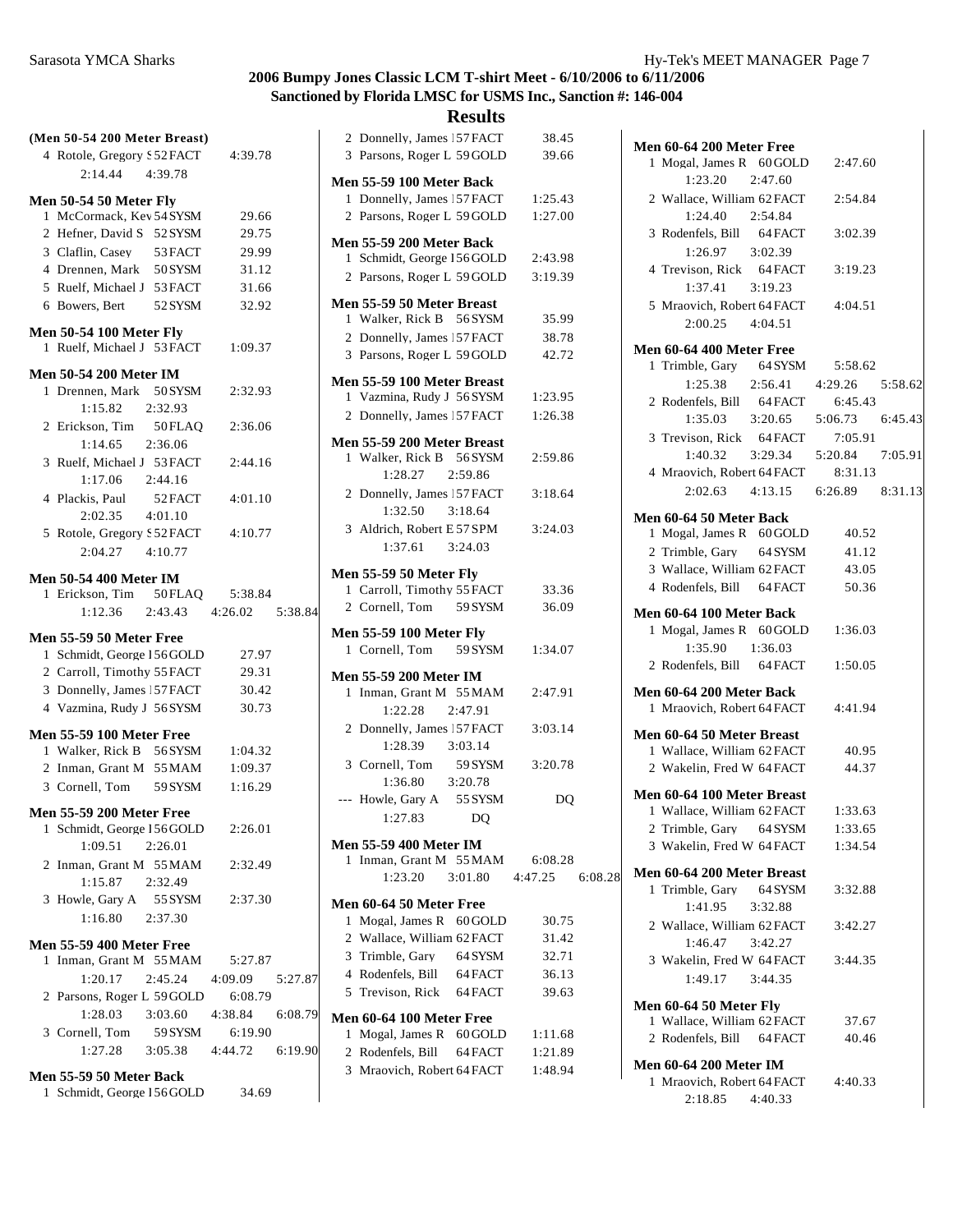# 2006 Bumpy Jones Classic LCM T-shirt Meet - 6/10/2006 to 6/11/2006

## Sanctioned by Florida LMSC for USMS Inc., Sanction #: 146-004

## Results

**(Men 50-54 200 Meter Breast)**

4 Rotole, Gregory S 52 FACT 4:39.78
  2:14.44 4:39.78

**Men 50-54 50 Meter Fly**

1 McCormack, Kev 54 SYSM 29.66
2 Hefner, David S 52 SYSM 29.75
3 Claflin, Casey 53 FACT 29.99
4 Drennen, Mark 50 SYSM 31.12
5 Ruelf, Michael J 53 FACT 31.66
6 Bowers, Bert 52 SYSM 32.92

**Men 50-54 100 Meter Fly**

1 Ruelf, Michael J 53 FACT 1:09.37

**Men 50-54 200 Meter IM**

1 Drennen, Mark 50 SYSM 2:32.93
  1:15.82 2:32.93
2 Erickson, Tim 50 FLAQ 2:36.06
  1:14.65 2:36.06
3 Ruelf, Michael J 53 FACT 2:44.16
  1:17.06 2:44.16
4 Plackis, Paul 52 FACT 4:01.10
  2:02.35 4:01.10
5 Rotole, Gregory S 52 FACT 4:10.77
  2:04.27 4:10.77

**Men 50-54 400 Meter IM**

1 Erickson, Tim 50 FLAQ 5:38.84
  1:12.36 2:43.43 4:26.02 5:38.84

**Men 55-59 50 Meter Free**

1 Schmidt, George I 56 GOLD 27.97
2 Carroll, Timothy 55 FACT 29.31
3 Donnelly, James 57 FACT 30.42
4 Vazmina, Rudy J 56 SYSM 30.73

**Men 55-59 100 Meter Free**

1 Walker, Rick B 56 SYSM 1:04.32
2 Inman, Grant M 55 MAM 1:09.37
3 Cornell, Tom 59 SYSM 1:16.29

**Men 55-59 200 Meter Free**

1 Schmidt, George I 56 GOLD 2:26.01
  1:09.51 2:26.01
2 Inman, Grant M 55 MAM 2:32.49
  1:15.87 2:32.49
3 Howle, Gary A 55 SYSM 2:37.30
  1:16.80 2:37.30

**Men 55-59 400 Meter Free**

1 Inman, Grant M 55 MAM 5:27.87
  1:20.17 2:45.24 4:09.09 5:27.87
2 Parsons, Roger L 59 GOLD 6:08.79
  1:28.03 3:03.60 4:38.84 6:08.79
3 Cornell, Tom 59 SYSM 6:19.90
  1:27.28 3:05.38 4:44.72 6:19.90

**Men 55-59 50 Meter Back**

1 Schmidt, George I 56 GOLD 34.69
2 Donnelly, James 57 FACT 38.45
3 Parsons, Roger L 59 GOLD 39.66

**Men 55-59 100 Meter Back**

1 Donnelly, James 57 FACT 1:25.43
2 Parsons, Roger L 59 GOLD 1:27.00

**Men 55-59 200 Meter Back**

1 Schmidt, George I 56 GOLD 2:43.98
2 Parsons, Roger L 59 GOLD 3:19.39

**Men 55-59 50 Meter Breast**

1 Walker, Rick B 56 SYSM 35.99
2 Donnelly, James 57 FACT 38.78
3 Parsons, Roger L 59 GOLD 42.72

**Men 55-59 100 Meter Breast**

1 Vazmina, Rudy J 56 SYSM 1:23.95
2 Donnelly, James 57 FACT 1:26.38

**Men 55-59 200 Meter Breast**

1 Walker, Rick B 56 SYSM 2:59.86
  1:28.27 2:59.86
2 Donnelly, James 57 FACT 3:18.64
  1:32.50 3:18.64
3 Aldrich, Robert E 57 SPM 3:24.03
  1:37.61 3:24.03

**Men 55-59 50 Meter Fly**

1 Carroll, Timothy 55 FACT 33.36
2 Cornell, Tom 59 SYSM 36.09

**Men 55-59 100 Meter Fly**

1 Cornell, Tom 59 SYSM 1:34.07

**Men 55-59 200 Meter IM**

1 Inman, Grant M 55 MAM 2:47.91
  1:22.28 2:47.91
2 Donnelly, James 57 FACT 3:03.14
  1:28.39 3:03.14
3 Cornell, Tom 59 SYSM 3:20.78
  1:36.80 3:20.78
--- Howle, Gary A 55 SYSM DQ
  1:27.83 DQ

**Men 55-59 400 Meter IM**

1 Inman, Grant M 55 MAM 6:08.28
  1:23.20 3:01.80 4:47.25 6:08.28

**Men 60-64 50 Meter Free**

1 Mogal, James R 60 GOLD 30.75
2 Wallace, William 62 FACT 31.42
3 Trimble, Gary 64 SYSM 32.71
4 Rodenfels, Bill 64 FACT 36.13
5 Trevison, Rick 64 FACT 39.63

**Men 60-64 100 Meter Free**

1 Mogal, James R 60 GOLD 1:11.68
2 Rodenfels, Bill 64 FACT 1:21.89
3 Mraovich, Robert 64 FACT 1:48.94

**Men 60-64 200 Meter Free**

1 Mogal, James R 60 GOLD 2:47.60
  1:23.20 2:47.60
2 Wallace, William 62 FACT 2:54.84
  1:24.40 2:54.84
3 Rodenfels, Bill 64 FACT 3:02.39
  1:26.97 3:02.39
4 Trevison, Rick 64 FACT 3:19.23
  1:37.41 3:19.23
5 Mraovich, Robert 64 FACT 4:04.51
  2:00.25 4:04.51

**Men 60-64 400 Meter Free**

1 Trimble, Gary 64 SYSM 5:58.62
  1:25.38 2:56.41 4:29.26 5:58.62
2 Rodenfels, Bill 64 FACT 6:45.43
  1:35.03 3:20.65 5:06.73 6:45.43
3 Trevison, Rick 64 FACT 7:05.91
  1:40.32 3:29.34 5:20.84 7:05.91
4 Mraovich, Robert 64 FACT 8:31.13
  2:02.63 4:13.15 6:26.89 8:31.13

**Men 60-64 50 Meter Back**

1 Mogal, James R 60 GOLD 40.52
2 Trimble, Gary 64 SYSM 41.12
3 Wallace, William 62 FACT 43.05
4 Rodenfels, Bill 64 FACT 50.36

**Men 60-64 100 Meter Back**

1 Mogal, James R 60 GOLD 1:36.03
  1:35.90 1:36.03
2 Rodenfels, Bill 64 FACT 1:50.05

**Men 60-64 200 Meter Back**

1 Mraovich, Robert 64 FACT 4:41.94

**Men 60-64 50 Meter Breast**

1 Wallace, William 62 FACT 40.95
2 Wakelin, Fred W 64 FACT 44.37

**Men 60-64 100 Meter Breast**

1 Wallace, William 62 FACT 1:33.63
2 Trimble, Gary 64 SYSM 1:33.65
3 Wakelin, Fred W 64 FACT 1:34.54

**Men 60-64 200 Meter Breast**

1 Trimble, Gary 64 SYSM 3:32.88
  1:41.95 3:32.88
2 Wallace, William 62 FACT 3:42.27
  1:46.47 3:42.27
3 Wakelin, Fred W 64 FACT 3:44.35
  1:49.17 3:44.35

**Men 60-64 50 Meter Fly**

1 Wallace, William 62 FACT 37.67
2 Rodenfels, Bill 64 FACT 40.46

**Men 60-64 200 Meter IM**

1 Mraovich, Robert 64 FACT 4:40.33
  2:18.85 4:40.33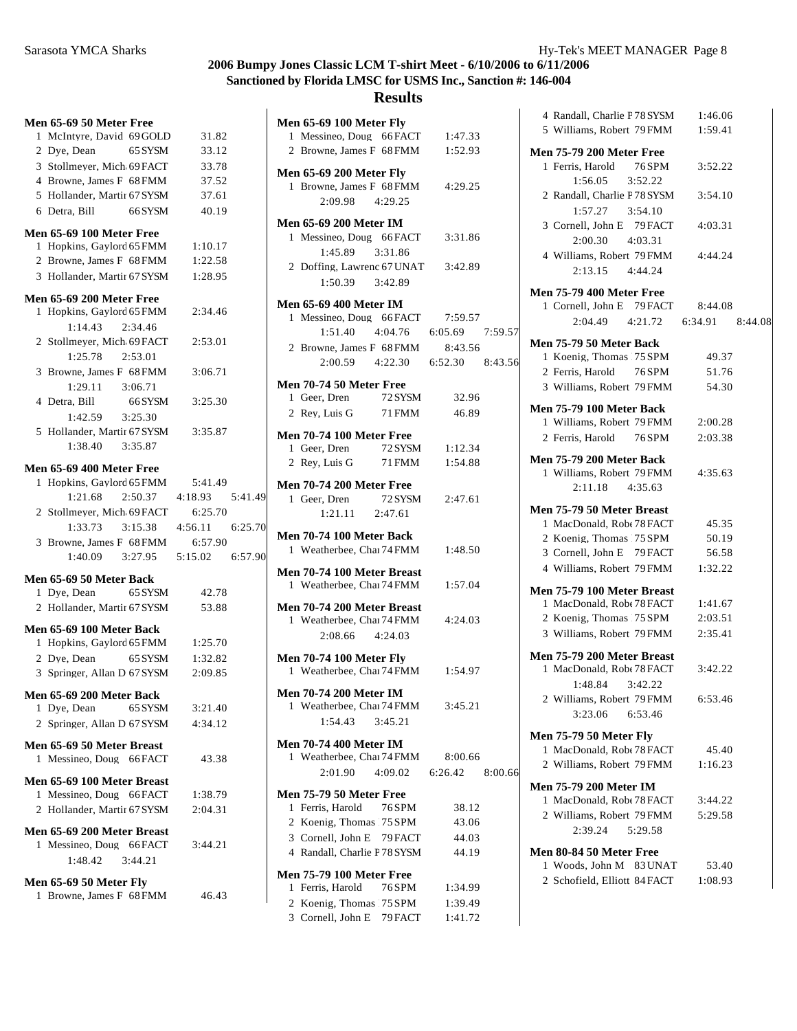## 2006 Bumpy Jones Classic LCM T-shirt Meet - 6/10/2006 to 6/11/2006
### Sanctioned by Florida LMSC for USMS Inc., Sanction #: 146-004
### Results

**Men 65-69 50 Meter Free**
1 McIntyre, David 69 GOLD 31.82
2 Dye, Dean 65 SYSM 33.12
3 Stollmeyer, Mich 69 FACT 33.78
4 Browne, James F 68 FMM 37.52
5 Hollander, Martin 67 SYSM 37.61
6 Detra, Bill 66 SYSM 40.19

**Men 65-69 100 Meter Free**
1 Hopkins, Gaylord 65 FMM 1:10.17
2 Browne, James F 68 FMM 1:22.58
3 Hollander, Martin 67 SYSM 1:28.95

**Men 65-69 200 Meter Free**
1 Hopkins, Gaylord 65 FMM 2:34.46
1:14.43 2:34.46
2 Stollmeyer, Mich 69 FACT 2:53.01
1:25.78 2:53.01
3 Browne, James F 68 FMM 3:06.71
1:29.11 3:06.71
4 Detra, Bill 66 SYSM 3:25.30
1:42.59 3:25.30
5 Hollander, Martin 67 SYSM 3:35.87
1:38.40 3:35.87

**Men 65-69 400 Meter Free**
1 Hopkins, Gaylord 65 FMM 5:41.49
1:21.68 2:50.37 4:18.93 5:41.49
2 Stollmeyer, Mich 69 FACT 6:25.70
1:33.73 3:15.38 4:56.11 6:25.70
3 Browne, James F 68 FMM 6:57.90
1:40.09 3:27.95 5:15.02 6:57.90

**Men 65-69 50 Meter Back**
1 Dye, Dean 65 SYSM 42.78
2 Hollander, Martin 67 SYSM 53.88

**Men 65-69 100 Meter Back**
1 Hopkins, Gaylord 65 FMM 1:25.70
2 Dye, Dean 65 SYSM 1:32.82
3 Springer, Allan D 67 SYSM 2:09.85

**Men 65-69 200 Meter Back**
1 Dye, Dean 65 SYSM 3:21.40
2 Springer, Allan D 67 SYSM 4:34.12

**Men 65-69 50 Meter Breast**
1 Messineo, Doug 66 FACT 43.38

**Men 65-69 100 Meter Breast**
1 Messineo, Doug 66 FACT 1:38.79
2 Hollander, Martin 67 SYSM 2:04.31

**Men 65-69 200 Meter Breast**
1 Messineo, Doug 66 FACT 3:44.21
1:48.42 3:44.21

**Men 65-69 50 Meter Fly**
1 Browne, James F 68 FMM 46.43

**Men 65-69 100 Meter Fly**
1 Messineo, Doug 66 FACT 1:47.33
2 Browne, James F 68 FMM 1:52.93

**Men 65-69 200 Meter Fly**
1 Browne, James F 68 FMM 4:29.25
2:09.98 4:29.25

**Men 65-69 200 Meter IM**
1 Messineo, Doug 66 FACT 3:31.86
1:45.89 3:31.86
2 Doffing, Lawrence 67 UNAT 3:42.89
1:50.39 3:42.89

**Men 65-69 400 Meter IM**
1 Messineo, Doug 66 FACT 7:59.57
1:51.40 4:04.76 6:05.69 7:59.57
2 Browne, James F 68 FMM 8:43.56
2:00.59 4:22.30 6:52.30 8:43.56

**Men 70-74 50 Meter Free**
1 Geer, Dren 72 SYSM 32.96
2 Rey, Luis G 71 FMM 46.89

**Men 70-74 100 Meter Free**
1 Geer, Dren 72 SYSM 1:12.34
2 Rey, Luis G 71 FMM 1:54.88

**Men 70-74 200 Meter Free**
1 Geer, Dren 72 SYSM 2:47.61
1:21.11 2:47.61

**Men 70-74 100 Meter Back**
1 Weatherbee, Char 74 FMM 1:48.50

**Men 70-74 100 Meter Breast**
1 Weatherbee, Char 74 FMM 1:57.04

**Men 70-74 200 Meter Breast**
1 Weatherbee, Char 74 FMM 4:24.03
2:08.66 4:24.03

**Men 70-74 100 Meter Fly**
1 Weatherbee, Char 74 FMM 1:54.97

**Men 70-74 200 Meter IM**
1 Weatherbee, Char 74 FMM 3:45.21
1:54.43 3:45.21

**Men 70-74 400 Meter IM**
1 Weatherbee, Char 74 FMM 8:00.66
2:01.90 4:09.02 6:26.42 8:00.66

**Men 75-79 50 Meter Free**
1 Ferris, Harold 76 SPM 38.12
2 Koenig, Thomas 75 SPM 43.06
3 Cornell, John E 79 FACT 44.03
4 Randall, Charlie F 78 SYSM 44.19

**Men 75-79 100 Meter Free**
1 Ferris, Harold 76 SPM 1:34.99
2 Koenig, Thomas 75 SPM 1:39.49
3 Cornell, John E 79 FACT 1:41.72
4 Randall, Charlie F 78 SYSM 1:46.06
5 Williams, Robert 79 FMM 1:59.41

**Men 75-79 200 Meter Free**
1 Ferris, Harold 76 SPM 3:52.22
1:56.05 3:52.22
2 Randall, Charlie F 78 SYSM 3:54.10
1:57.27 3:54.10
3 Cornell, John E 79 FACT 4:03.31
2:00.30 4:03.31
4 Williams, Robert 79 FMM 4:44.24
2:13.15 4:44.24

**Men 75-79 400 Meter Free**
1 Cornell, John E 79 FACT 8:44.08
2:04.49 4:21.72 6:34.91 8:44.08

**Men 75-79 50 Meter Back**
1 Koenig, Thomas 75 SPM 49.37
2 Ferris, Harold 76 SPM 51.76
3 Williams, Robert 79 FMM 54.30

**Men 75-79 100 Meter Back**
1 Williams, Robert 79 FMM 2:00.28
2 Ferris, Harold 76 SPM 2:03.38

**Men 75-79 200 Meter Back**
1 Williams, Robert 79 FMM 4:35.63
2:11.18 4:35.63

**Men 75-79 50 Meter Breast**
1 MacDonald, Robe 78 FACT 45.35
2 Koenig, Thomas 75 SPM 50.19
3 Cornell, John E 79 FACT 56.58
4 Williams, Robert 79 FMM 1:32.22

**Men 75-79 100 Meter Breast**
1 MacDonald, Robe 78 FACT 1:41.67
2 Koenig, Thomas 75 SPM 2:03.51
3 Williams, Robert 79 FMM 2:35.41

**Men 75-79 200 Meter Breast**
1 MacDonald, Robe 78 FACT 3:42.22
1:48.84 3:42.22
2 Williams, Robert 79 FMM 6:53.46
3:23.06 6:53.46

**Men 75-79 50 Meter Fly**
1 MacDonald, Robe 78 FACT 45.40
2 Williams, Robert 79 FMM 1:16.23

**Men 75-79 200 Meter IM**
1 MacDonald, Robe 78 FACT 3:44.22
2 Williams, Robert 79 FMM 5:29.58
2:39.24 5:29.58

**Men 80-84 50 Meter Free**
1 Woods, John M 83 UNAT 53.40
2 Schofield, Elliott 84 FACT 1:08.93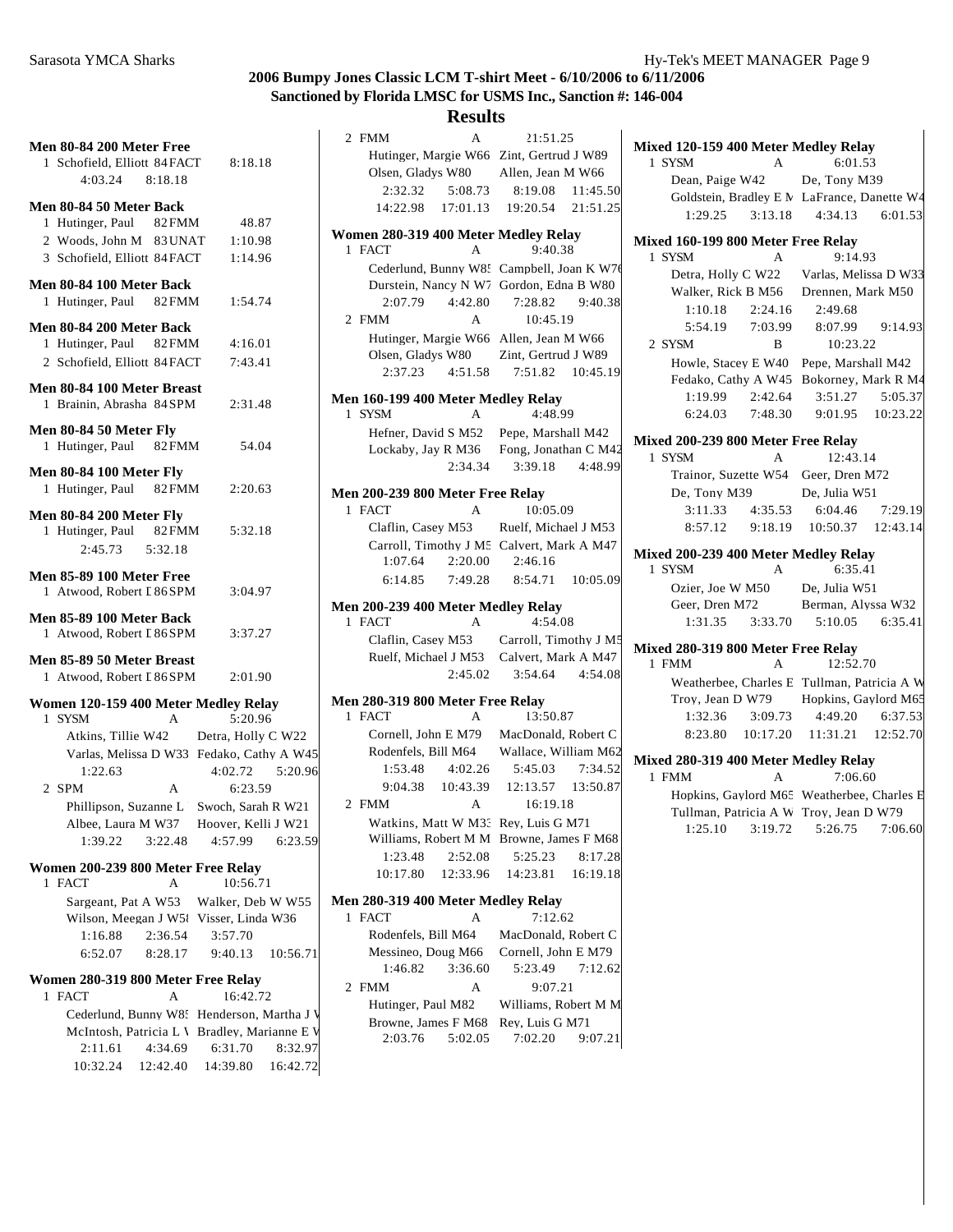## 2006 Bumpy Jones Classic LCM T-shirt Meet - 6/10/2006 to 6/11/2006
## Sanctioned by Florida LMSC for USMS Inc., Sanction #: 146-004
## Results

**Men 80-84 200 Meter Free**

1 Schofield, Elliott 84 FACT 8:18.18
4:03.24 8:18.18

**Men 80-84 50 Meter Back**

1 Hutinger, Paul 82 FMM 48.87
2 Woods, John M 83 UNAT 1:10.98
3 Schofield, Elliott 84 FACT 1:14.96

**Men 80-84 100 Meter Back**

1 Hutinger, Paul 82 FMM 1:54.74

**Men 80-84 200 Meter Back**

1 Hutinger, Paul 82 FMM 4:16.01
2 Schofield, Elliott 84 FACT 7:43.41

**Men 80-84 100 Meter Breast**

1 Brainin, Abrasha 84 SPM 2:31.48

**Men 80-84 50 Meter Fly**

1 Hutinger, Paul 82 FMM 54.04

**Men 80-84 100 Meter Fly**

1 Hutinger, Paul 82 FMM 2:20.63

**Men 80-84 200 Meter Fly**

1 Hutinger, Paul 82 FMM 5:32.18
2:45.73 5:32.18

**Men 85-89 100 Meter Free**

1 Atwood, Robert I 86 SPM 3:04.97

**Men 85-89 100 Meter Back**

1 Atwood, Robert I 86 SPM 3:37.27

**Men 85-89 50 Meter Breast**

1 Atwood, Robert I 86 SPM 2:01.90

**Women 120-159 400 Meter Medley Relay**

1 SYSM A 5:20.96
Atkins, Tillie W42 Detra, Holly C W22
Varlas, Melissa D W33 Fedako, Cathy A W45
1:22.63 4:02.72 5:20.96

2 SPM A 6:23.59
Phillipson, Suzanne L Swoch, Sarah R W21
Albee, Laura M W37 Hoover, Kelli J W21
1:39.22 3:22.48 4:57.99 6:23.59

**Women 200-239 800 Meter Free Relay**

1 FACT A 10:56.71
Sargeant, Pat A W53 Walker, Deb W W55
Wilson, Meegan J W5 Visser, Linda W36
1:16.88 2:36.54 3:57.70
6:52.07 8:28.17 9:40.13 10:56.71

**Women 280-319 800 Meter Free Relay**

1 FACT A 16:42.72
Cederlund, Bunny W8 Henderson, Martha J W
McIntosh, Patricia L W Bradley, Marianne E W
2:11.61 4:34.69 6:31.70 8:32.97
10:32.24 12:42.40 14:39.80 16:42.72

2 FMM A 21:51.25
Hutinger, Margie W66 Zint, Gertrud J W89
Olsen, Gladys W80 Allen, Jean M W66
2:32.32 5:08.73 8:19.08 11:45.50
14:22.98 17:01.13 19:20.54 21:51.25

**Women 280-319 400 Meter Medley Relay**

1 FACT A 9:40.38
Cederlund, Bunny W8 Campbell, Joan K W7
Durstein, Nancy N W7 Gordon, Edna B W80
2:07.79 4:42.80 7:28.82 9:40.38

2 FMM A 10:45.19
Hutinger, Margie W66 Allen, Jean M W66
Olsen, Gladys W80 Zint, Gertrud J W89
2:37.23 4:51.58 7:51.82 10:45.19

**Men 160-199 400 Meter Medley Relay**

1 SYSM A 4:48.99
Hefner, David S M52 Pepe, Marshall M42
Lockaby, Jay R M36 Fong, Jonathan C M42
2:34.34 3:39.18 4:48.99

**Men 200-239 800 Meter Free Relay**

1 FACT A 10:05.09
Claflin, Casey M53 Ruelf, Michael J M53
Carroll, Timothy J M5 Calvert, Mark A M47
1:07.64 2:20.00 2:46.16
6:14.85 7:49.28 8:54.71 10:05.09

**Men 200-239 400 Meter Medley Relay**

1 FACT A 4:54.08
Claflin, Casey M53 Carroll, Timothy J M5
Ruelf, Michael J M53 Calvert, Mark A M47
2:45.02 3:54.64 4:54.08

**Men 280-319 800 Meter Free Relay**

1 FACT A 13:50.87
Cornell, John E M79 MacDonald, Robert C
Rodenfels, Bill M64 Wallace, William M62
1:53.48 4:02.26 5:45.03 7:34.52
9:04.38 10:43.39 12:13.57 13:50.87

2 FMM A 16:19.18
Watkins, Matt W M3 Rey, Luis G M71
Williams, Robert M M Browne, James F M68
1:23.48 2:52.08 5:25.23 8:17.28
10:17.80 12:33.96 14:23.81 16:19.18

**Men 280-319 400 Meter Medley Relay**

1 FACT A 7:12.62
Rodenfels, Bill M64 MacDonald, Robert C
Messineo, Doug M66 Cornell, John E M79
1:46.82 3:36.60 5:23.49 7:12.62

2 FMM A 9:07.21
Hutinger, Paul M82 Williams, Robert M M
Browne, James F M68 Rey, Luis G M71
2:03.76 5:02.05 7:02.20 9:07.21

**Mixed 120-159 400 Meter Medley Relay**

1 SYSM A 6:01.53
Dean, Paige W42 De, Tony M39
Goldstein, Bradley E M LaFrance, Danette W4
1:29.25 3:13.18 4:34.13 6:01.53

**Mixed 160-199 800 Meter Free Relay**

1 SYSM A 9:14.93
Detra, Holly C W22 Varlas, Melissa D W33
Walker, Rick B M56 Drennen, Mark M50
1:10.18 2:24.16 2:49.68
5:54.19 7:03.99 8:07.99 9:14.93

2 SYSM B 10:23.22
Howle, Stacey E W40 Pepe, Marshall M42
Fedako, Cathy A W45 Bokorney, Mark R M4
1:19.99 2:42.64 3:51.27 5:05.37
6:24.03 7:48.30 9:01.95 10:23.22

**Mixed 200-239 800 Meter Free Relay**

1 SYSM A 12:43.14
Trainor, Suzette W54 Geer, Dren M72
De, Tony M39 De, Julia W51
3:11.33 4:35.53 6:04.46 7:29.19
8:57.12 9:18.19 10:50.37 12:43.14

**Mixed 200-239 400 Meter Medley Relay**

1 SYSM A 6:35.41
Ozier, Joe W M50 De, Julia W51
Geer, Dren M72 Berman, Alyssa W32
1:31.35 3:33.70 5:10.05 6:35.41

**Mixed 280-319 800 Meter Free Relay**

1 FMM A 12:52.70
Weatherbee, Charles E Tullman, Patricia A W
Troy, Jean D W79 Hopkins, Gaylord M6
1:32.36 3:09.73 4:49.20 6:37.53
8:23.80 10:17.20 11:31.21 12:52.70

**Mixed 280-319 400 Meter Medley Relay**

1 FMM A 7:06.60
Hopkins, Gaylord M6 Weatherbee, Charles E
Tullman, Patricia A W Troy, Jean D W79
1:25.10 3:19.72 5:26.75 7:06.60